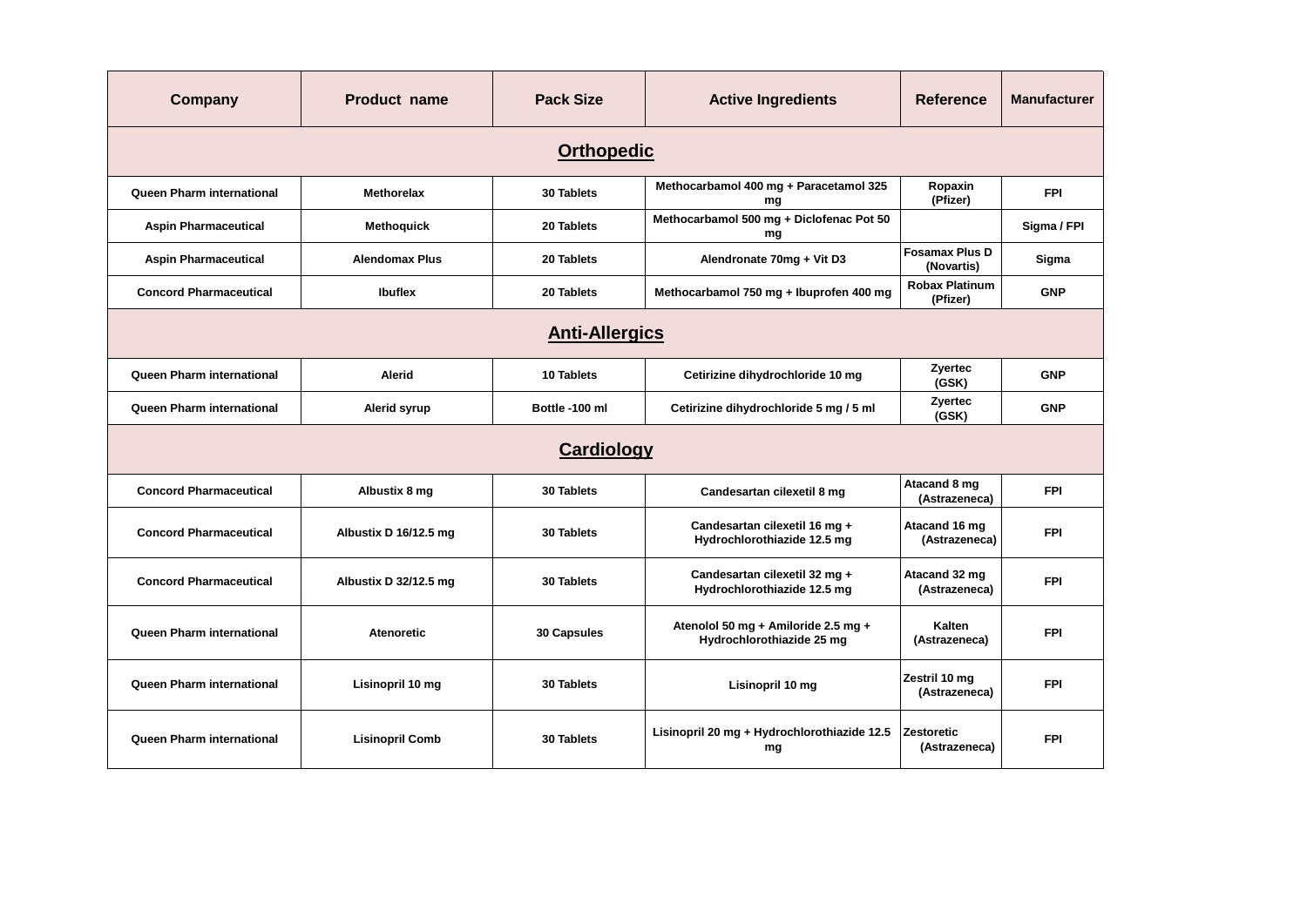| Company | Product name | Pack Size | Active Ingredients | Reference | Manufacturer |
|---|---|---|---|---|---|
| **Orthopedic** | | | | | |
| Queen Pharm international | Methorelax | 30 Tablets | Methocarbamol 400 mg + Paracetamol 325 mg | Ropaxin (Pfizer) | FPI |
| Aspin Pharmaceutical | Methoquick | 20 Tablets | Methocarbamol 500 mg + Diclofenac Pot 50 mg | | Sigma / FPI |
| Aspin Pharmaceutical | Alendomax Plus | 20 Tablets | Alendronate 70mg + Vit D3 | Fosamax Plus D (Novartis) | Sigma |
| Concord Pharmaceutical | Ibuflex | 20 Tablets | Methocarbamol 750 mg + Ibuprofen 400 mg | Robax Platinum (Pfizer) | GNP |
| **Anti-Allergics** | | | | | |
| Queen Pharm international | Alerid | 10 Tablets | Cetirizine dihydrochloride 10 mg | Zyertec (GSK) | GNP |
| Queen Pharm international | Alerid syrup | Bottle -100 ml | Cetirizine dihydrochloride 5 mg / 5 ml | Zyertec (GSK) | GNP |
| **Cardiology** | | | | | |
| Concord Pharmaceutical | Albustix 8 mg | 30 Tablets | Candesartan cilexetil 8 mg | Atacand 8 mg (Astrazeneca) | FPI |
| Concord Pharmaceutical | Albustix D 16/12.5 mg | 30 Tablets | Candesartan cilexetil 16 mg + Hydrochlorothiazide 12.5 mg | Atacand 16 mg (Astrazeneca) | FPI |
| Concord Pharmaceutical | Albustix D 32/12.5 mg | 30 Tablets | Candesartan cilexetil 32 mg + Hydrochlorothiazide 12.5 mg | Atacand 32 mg (Astrazeneca) | FPI |
| Queen Pharm international | Atenoretic | 30 Capsules | Atenolol 50 mg + Amiloride 2.5 mg + Hydrochlorothiazide 25 mg | Kalten (Astrazeneca) | FPI |
| Queen Pharm international | Lisinopril 10 mg | 30 Tablets | Lisinopril 10 mg | Zestril 10 mg (Astrazeneca) | FPI |
| Queen Pharm international | Lisinopril Comb | 30 Tablets | Lisinopril 20 mg + Hydrochlorothiazide 12.5 mg | Zestoretic (Astrazeneca) | FPI |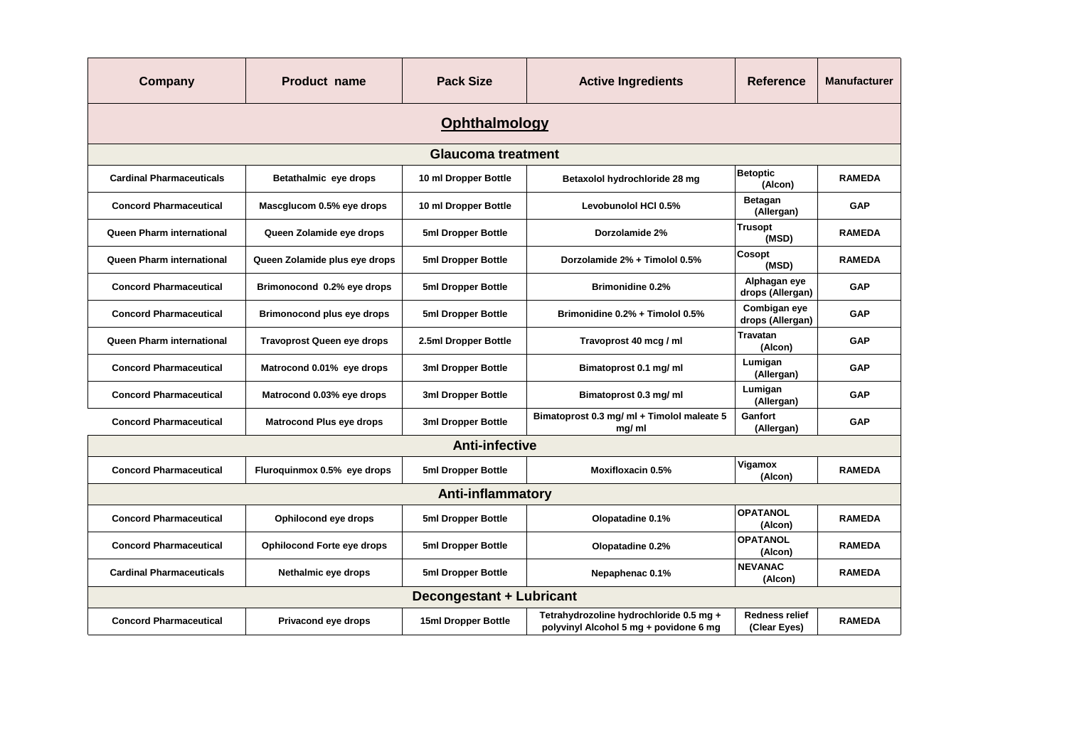| Company | Product name | Pack Size | Active Ingredients | Reference | Manufacturer |
|---|---|---|---|---|---|
| **Ophthalmology** | | | | | |
| **Glaucoma treatment** | | | | | |
| Cardinal Pharmaceuticals | Betathalmic eye drops | 10 ml Dropper Bottle | Betaxolol hydrochloride 28 mg | Betoptic (Alcon) | RAMEDA |
| Concord Pharmaceutical | Mascglucom 0.5% eye drops | 10 ml Dropper Bottle | Levobunolol HCl 0.5% | Betagan (Allergan) | GAP |
| Queen Pharm international | Queen Zolamide eye drops | 5ml Dropper Bottle | Dorzolamide 2% | Trusopt (MSD) | RAMEDA |
| Queen Pharm international | Queen Zolamide plus eye drops | 5ml Dropper Bottle | Dorzolamide 2% + Timolol 0.5% | Cosopt (MSD) | RAMEDA |
| Concord Pharmaceutical | Brimonocond 0.2% eye drops | 5ml Dropper Bottle | Brimonidine 0.2% | Alphagan eye drops (Allergan) | GAP |
| Concord Pharmaceutical | Brimonocond plus eye drops | 5ml Dropper Bottle | Brimonidine 0.2% + Timolol 0.5% | Combigan eye drops (Allergan) | GAP |
| Queen Pharm international | Travoprost Queen eye drops | 2.5ml Dropper Bottle | Travoprost 40 mcg / ml | Travatan (Alcon) | GAP |
| Concord Pharmaceutical | Matrocond 0.01% eye drops | 3ml Dropper Bottle | Bimatoprost 0.1 mg/ ml | Lumigan (Allergan) | GAP |
| Concord Pharmaceutical | Matrocond 0.03% eye drops | 3ml Dropper Bottle | Bimatoprost 0.3 mg/ ml | Lumigan (Allergan) | GAP |
| Concord Pharmaceutical | Matrocond Plus eye drops | 3ml Dropper Bottle | Bimatoprost 0.3 mg/ ml + Timolol maleate 5 mg/ ml | Ganfort (Allergan) | GAP |
| **Anti-infective** | | | | | |
| Concord Pharmaceutical | Fluroquinmox 0.5% eye drops | 5ml Dropper Bottle | Moxifloxacin 0.5% | Vigamox (Alcon) | RAMEDA |
| **Anti-inflammatory** | | | | | |
| Concord Pharmaceutical | Ophilocond eye drops | 5ml Dropper Bottle | Olopatadine 0.1% | OPATANOL (Alcon) | RAMEDA |
| Concord Pharmaceutical | Ophilocond Forte eye drops | 5ml Dropper Bottle | Olopatadine 0.2% | OPATANOL (Alcon) | RAMEDA |
| Cardinal Pharmaceuticals | Nethalmic eye drops | 5ml Dropper Bottle | Nepaphenac 0.1% | NEVANAC (Alcon) | RAMEDA |
| **Decongestant + Lubricant** | | | | | |
| Concord Pharmaceutical | Privacond eye drops | 15ml Dropper Bottle | Tetrahydrozoline hydrochloride 0.5 mg + polyvinyl Alcohol 5 mg + povidone 6 mg | Redness relief (Clear Eyes) | RAMEDA |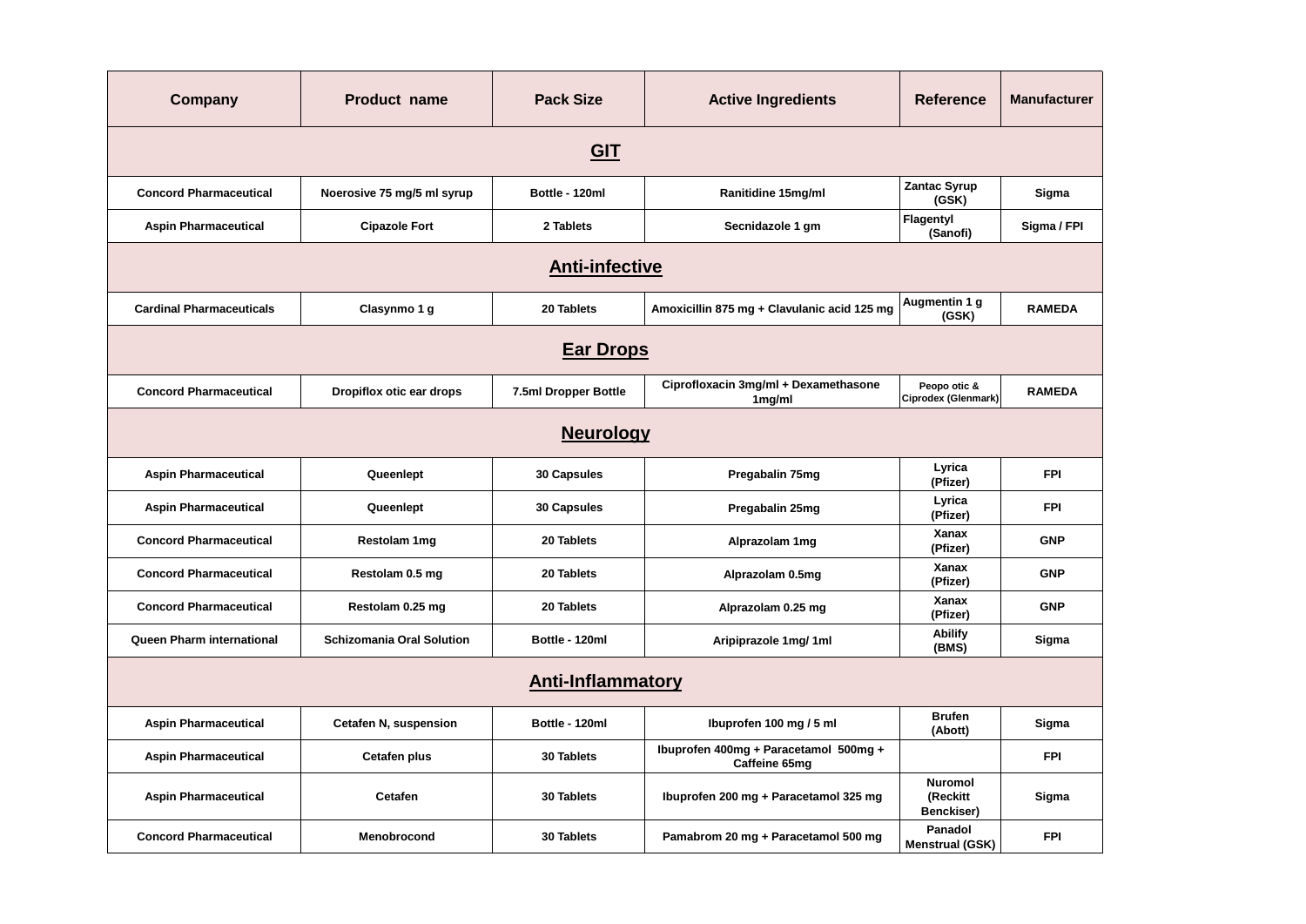| Company | Product name | Pack Size | Active Ingredients | Reference | Manufacturer |
|---|---|---|---|---|---|
| **GIT** | | | | | |
| Concord Pharmaceutical | Noerosive 75 mg/5 ml syrup | Bottle - 120ml | Ranitidine 15mg/ml | Zantac Syrup (GSK) | Sigma |
| Aspin Pharmaceutical | Cipazole Fort | 2 Tablets | Secnidazole 1 gm | Flagentyl (Sanofi) | Sigma / FPI |
| **Anti-infective** | | | | | |
| Cardinal Pharmaceuticals | Clasynmo 1 g | 20 Tablets | Amoxicillin 875 mg + Clavulanic acid 125 mg | Augmentin 1 g (GSK) | RAMEDA |
| **Ear Drops** | | | | | |
| Concord Pharmaceutical | Dropiflox otic ear drops | 7.5ml Dropper Bottle | Ciprofloxacin 3mg/ml + Dexamethasone 1mg/ml | Peopo otic & Ciprodex (Glenmark) | RAMEDA |
| **Neurology** | | | | | |
| Aspin Pharmaceutical | Queenlept | 30 Capsules | Pregabalin 75mg | Lyrica (Pfizer) | FPI |
| Aspin Pharmaceutical | Queenlept | 30 Capsules | Pregabalin 25mg | Lyrica (Pfizer) | FPI |
| Concord Pharmaceutical | Restolam 1mg | 20 Tablets | Alprazolam 1mg | Xanax (Pfizer) | GNP |
| Concord Pharmaceutical | Restolam 0.5 mg | 20 Tablets | Alprazolam 0.5mg | Xanax (Pfizer) | GNP |
| Concord Pharmaceutical | Restolam 0.25 mg | 20 Tablets | Alprazolam 0.25 mg | Xanax (Pfizer) | GNP |
| Queen Pharm international | Schizomania Oral Solution | Bottle - 120ml | Aripiprazole 1mg/ 1ml | Abilify (BMS) | Sigma |
| **Anti-Inflammatory** | | | | | |
| Aspin Pharmaceutical | Cetafen N, suspension | Bottle - 120ml | Ibuprofen 100 mg / 5 ml | Brufen (Abott) | Sigma |
| Aspin Pharmaceutical | Cetafen plus | 30 Tablets | Ibuprofen 400mg + Paracetamol 500mg + Caffeine 65mg | | FPI |
| Aspin Pharmaceutical | Cetafen | 30 Tablets | Ibuprofen 200 mg + Paracetamol 325 mg | Nuromol (Reckitt Benckiser) | Sigma |
| Concord Pharmaceutical | Menobrocond | 30 Tablets | Pamabrom 20 mg + Paracetamol 500 mg | Panadol Menstrual (GSK) | FPI |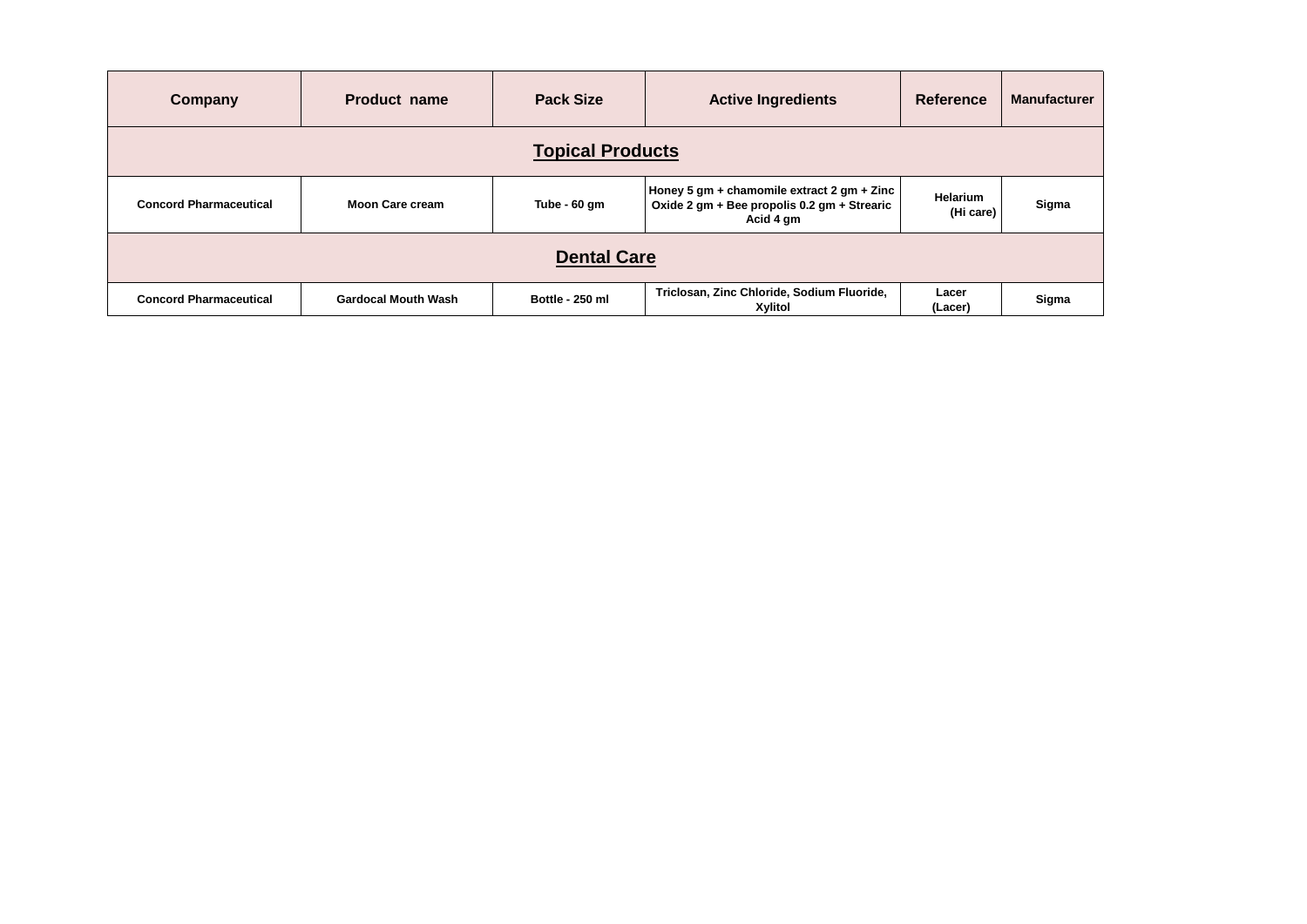| Company | Product name | Pack Size | Active Ingredients | Reference | Manufacturer |
|---|---|---|---|---|---|
| **Topical Products** | | | | | |
| Concord Pharmaceutical | Moon Care cream | Tube - 60 gm | Honey 5 gm + chamomile extract 2 gm + Zinc Oxide 2 gm + Bee propolis 0.2 gm + Strearic Acid 4 gm | Helarium (Hi care) | Sigma |
| **Dental Care** | | | | | |
| Concord Pharmaceutical | Gardocal Mouth Wash | Bottle - 250 ml | Triclosan, Zinc Chloride, Sodium Fluoride, Xylitol | Lacer (Lacer) | Sigma |